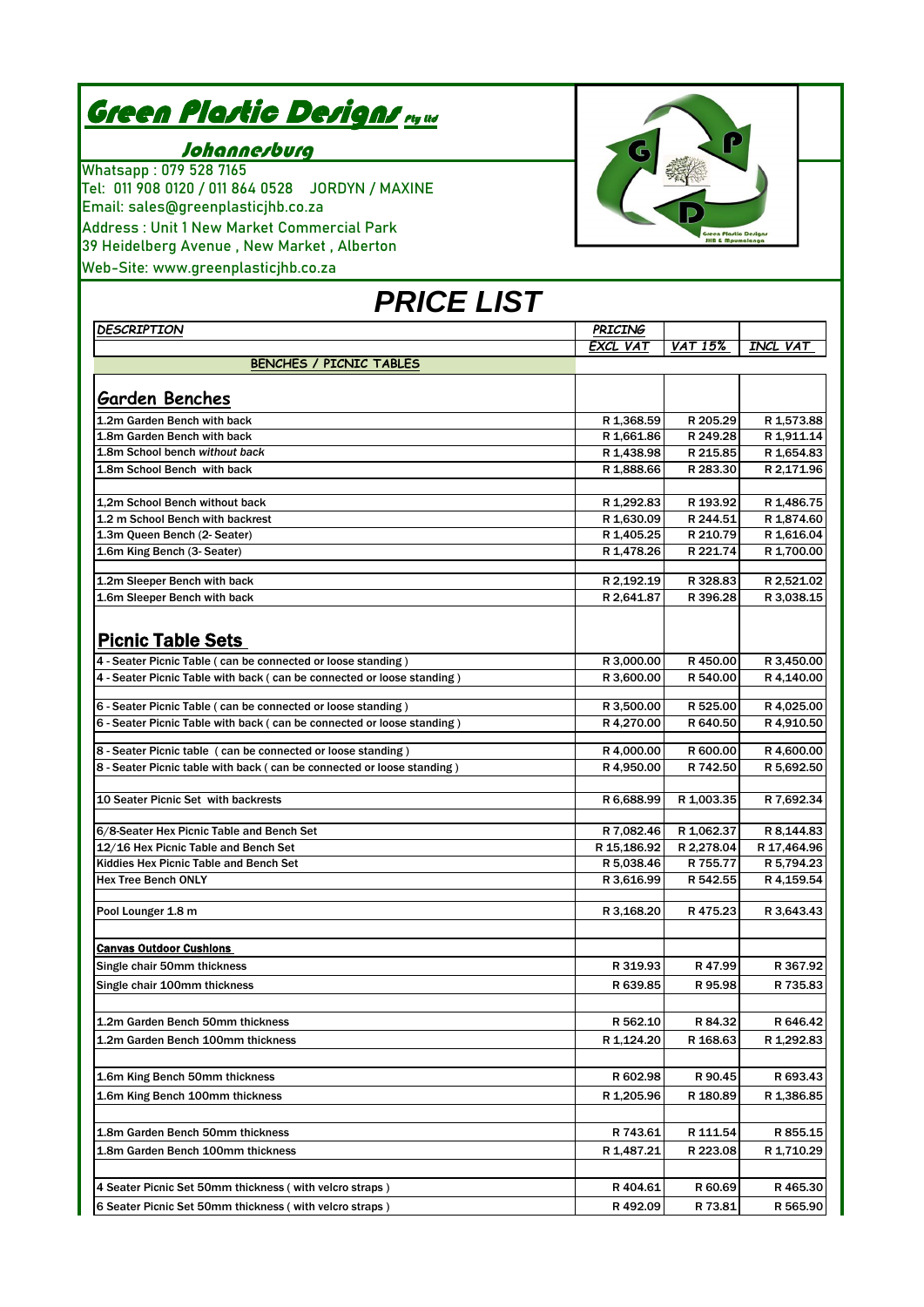# Green Plastic Designs Pty Ltd

## Johannesburg

Whatsapp : 079 528 7165
Tel: 011 908 0120 / 011 864 0528 JORDYN / MAXINE
Email: sales@greenplasticjhb.co.za
Address : Unit 1 New Market Commercial Park
39 Heidelberg Avenue , New Market , Alberton
Web-Site: www.greenplasticjhb.co.za

# PRICE LIST

| DESCRIPTION | PRICING EXCL VAT | VAT 15% | INCL VAT |
|---|---|---|---|
| **BENCHES / PICNIC TABLES** | | | |
| **Garden Benches** | | | |
| 1.2m Garden Bench with back | R 1,368.59 | R 205.29 | R 1,573.88 |
| 1.8m Garden Bench with back | R 1,661.86 | R 249.28 | R 1,911.14 |
| 1.8m School bench *without back* | R 1,438.98 | R 215.85 | R 1,654.83 |
| 1.8m School Bench with back | R 1,888.66 | R 283.30 | R 2,171.96 |
| | | | |
| 1,2m School Bench without back | R 1,292.83 | R 193.92 | R 1,486.75 |
| 1.2 m School Bench with backrest | R 1,630.09 | R 244.51 | R 1,874.60 |
| 1.3m Queen Bench (2- Seater) | R 1,405.25 | R 210.79 | R 1,616.04 |
| 1.6m King Bench (3- Seater) | R 1,478.26 | R 221.74 | R 1,700.00 |
| | | | |
| 1.2m Sleeper Bench with back | R 2,192.19 | R 328.83 | R 2,521.02 |
| 1.6m Sleeper Bench with back | R 2,641.87 | R 396.28 | R 3,038.15 |
| **Picnic Table Sets** | | | |
| 4 - Seater Picnic Table ( can be connected or loose standing ) | R 3,000.00 | R 450.00 | R 3,450.00 |
| 4 - Seater Picnic Table with back ( can be connected or loose standing ) | R 3,600.00 | R 540.00 | R 4,140.00 |
| | | | |
| 6 - Seater Picnic Table ( can be connected or loose standing ) | R 3,500.00 | R 525.00 | R 4,025.00 |
| 6 - Seater Picnic Table with back ( can be connected or loose standing ) | R 4,270.00 | R 640.50 | R 4,910.50 |
| | | | |
| 8 - Seater Picnic table ( can be connected or loose standing ) | R 4,000.00 | R 600.00 | R 4,600.00 |
| 8 - Seater Picnic table with back ( can be connected or loose standing ) | R 4,950.00 | R 742.50 | R 5,692.50 |
| | | | |
| 10 Seater Picnic Set with backrests | R 6,688.99 | R 1,003.35 | R 7,692.34 |
| | | | |
| 6/8-Seater Hex Picnic Table and Bench Set | R 7,082.46 | R 1,062.37 | R 8,144.83 |
| 12/16 Hex Picnic Table and Bench Set | R 15,186.92 | R 2,278.04 | R 17,464.96 |
| Kiddies Hex Picnic Table and Bench Set | R 5,038.46 | R 755.77 | R 5,794.23 |
| Hex Tree Bench ONLY | R 3,616.99 | R 542.55 | R 4,159.54 |
| | | | |
| Pool Lounger 1.8 m | R 3,168.20 | R 475.23 | R 3,643.43 |
| | | | |
| **Canvas Outdoor Cushions** | | | |
| Single chair 50mm thickness | R 319.93 | R 47.99 | R 367.92 |
| Single chair 100mm thickness | R 639.85 | R 95.98 | R 735.83 |
| | | | |
| 1.2m Garden Bench 50mm thickness | R 562.10 | R 84.32 | R 646.42 |
| 1.2m Garden Bench 100mm thickness | R 1,124.20 | R 168.63 | R 1,292.83 |
| | | | |
| 1.6m King Bench 50mm thickness | R 602.98 | R 90.45 | R 693.43 |
| 1.6m King Bench 100mm thickness | R 1,205.96 | R 180.89 | R 1,386.85 |
| | | | |
| 1.8m Garden Bench 50mm thickness | R 743.61 | R 111.54 | R 855.15 |
| 1.8m Garden Bench 100mm thickness | R 1,487.21 | R 223.08 | R 1,710.29 |
| | | | |
| 4 Seater Picnic Set 50mm thickness ( with velcro straps ) | R 404.61 | R 60.69 | R 465.30 |
| 6 Seater Picnic Set 50mm thickness ( with velcro straps ) | R 492.09 | R 73.81 | R 565.90 |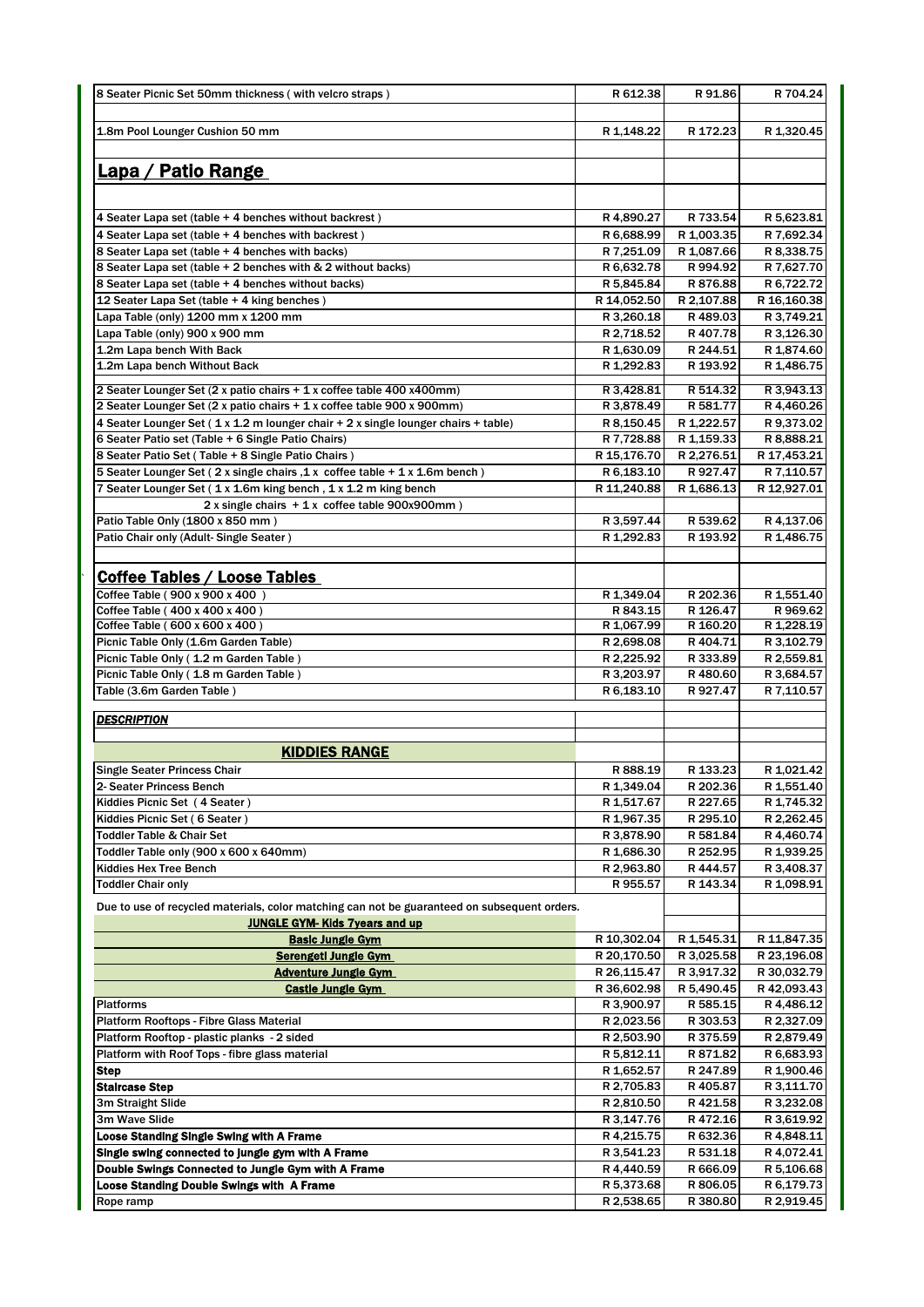| | | | |
|---|---|---|---|
| 8 Seater Picnic Set 50mm thickness ( with velcro straps ) | R 612.38 | R 91.86 | R 704.24 |
| | | | |
| 1.8m Pool Lounger Cushion 50 mm | R 1,148.22 | R 172.23 | R 1,320.45 |
| | | | |
| **Lapa / Patio Range** | | | |
| | | | |
| 4 Seater Lapa set (table + 4 benches without backrest ) | R 4,890.27 | R 733.54 | R 5,623.81 |
| 4 Seater Lapa set (table + 4 benches with backrest ) | R 6,688.99 | R 1,003.35 | R 7,692.34 |
| 8 Seater Lapa set (table + 4 benches with backs) | R 7,251.09 | R 1,087.66 | R 8,338.75 |
| 8 Seater Lapa set (table + 2 benches with & 2 without backs) | R 6,632.78 | R 994.92 | R 7,627.70 |
| 8 Seater Lapa set (table + 4 benches without backs) | R 5,845.84 | R 876.88 | R 6,722.72 |
| 12 Seater Lapa Set (table + 4 king benches ) | R 14,052.50 | R 2,107.88 | R 16,160.38 |
| Lapa Table (only) 1200 mm x 1200 mm | R 3,260.18 | R 489.03 | R 3,749.21 |
| Lapa Table (only) 900 x 900 mm | R 2,718.52 | R 407.78 | R 3,126.30 |
| 1.2m Lapa bench With Back | R 1,630.09 | R 244.51 | R 1,874.60 |
| 1.2m Lapa bench Without Back | R 1,292.83 | R 193.92 | R 1,486.75 |
| 2 Seater Lounger Set (2 x patio chairs + 1 x coffee table 400 x400mm) | R 3,428.81 | R 514.32 | R 3,943.13 |
| 2 Seater Lounger Set (2 x patio chairs + 1 x coffee table 900 x 900mm) | R 3,878.49 | R 581.77 | R 4,460.26 |
| 4 Seater Lounger Set ( 1 x 1.2 m lounger chair + 2 x single lounger chairs + table) | R 8,150.45 | R 1,222.57 | R 9,373.02 |
| 6 Seater Patio set (Table + 6 Single Patio Chairs) | R 7,728.88 | R 1,159.33 | R 8,888.21 |
| 8 Seater Patio Set ( Table + 8 Single Patio Chairs ) | R 15,176.70 | R 2,276.51 | R 17,453.21 |
| 5 Seater Lounger Set ( 2 x single chairs ,1 x coffee table + 1 x 1.6m bench ) | R 6,183.10 | R 927.47 | R 7,110.57 |
| 7 Seater Lounger Set ( 1 x 1.6m king bench , 1 x 1.2 m king bench 2 x single chairs + 1 x coffee table 900x900mm ) | R 11,240.88 | R 1,686.13 | R 12,927.01 |
| Patio Table Only (1800 x 850 mm ) | R 3,597.44 | R 539.62 | R 4,137.06 |
| Patio Chair only (Adult- Single Seater ) | R 1,292.83 | R 193.92 | R 1,486.75 |
| | | | |
| **Coffee Tables / Loose Tables** | | | |
| Coffee Table ( 900 x 900 x 400 ) | R 1,349.04 | R 202.36 | R 1,551.40 |
| Coffee Table ( 400 x 400 x 400 ) | R 843.15 | R 126.47 | R 969.62 |
| Coffee Table ( 600 x 600 x 400 ) | R 1,067.99 | R 160.20 | R 1,228.19 |
| Picnic Table Only (1.6m Garden Table) | R 2,698.08 | R 404.71 | R 3,102.79 |
| Picnic Table Only ( 1.2 m Garden Table ) | R 2,225.92 | R 333.89 | R 2,559.81 |
| Picnic Table Only ( 1.8 m Garden Table ) | R 3,203.97 | R 480.60 | R 3,684.57 |
| Table (3.6m Garden Table ) | R 6,183.10 | R 927.47 | R 7,110.57 |
| | | | |
| ***DESCRIPTION*** | | | |
| | | | |
| **KIDDIES RANGE** | | | |
| Single Seater Princess Chair | R 888.19 | R 133.23 | R 1,021.42 |
| 2- Seater Princess Bench | R 1,349.04 | R 202.36 | R 1,551.40 |
| Kiddies Picnic Set ( 4 Seater ) | R 1,517.67 | R 227.65 | R 1,745.32 |
| Kiddies Picnic Set ( 6 Seater ) | R 1,967.35 | R 295.10 | R 2,262.45 |
| Toddler Table & Chair Set | R 3,878.90 | R 581.84 | R 4,460.74 |
| Toddler Table only (900 x 600 x 640mm) | R 1,686.30 | R 252.95 | R 1,939.25 |
| Kiddies Hex Tree Bench | R 2,963.80 | R 444.57 | R 3,408.37 |
| Toddler Chair only | R 955.57 | R 143.34 | R 1,098.91 |
| Due to use of recycled materials, color matching can not be guaranteed on subsequent orders. | | | |
| **JUNGLE GYM- Kids 7years and up** | | | |
| **Basic Jungle Gym** | R 10,302.04 | R 1,545.31 | R 11,847.35 |
| **Serengeti Jungle Gym** | R 20,170.50 | R 3,025.58 | R 23,196.08 |
| **Adventure Jungle Gym** | R 26,115.47 | R 3,917.32 | R 30,032.79 |
| **Castle Jungle Gym** | R 36,602.98 | R 5,490.45 | R 42,093.43 |
| Platforms | R 3,900.97 | R 585.15 | R 4,486.12 |
| Platform Rooftops - Fibre Glass Material | R 2,023.56 | R 303.53 | R 2,327.09 |
| Platform Rooftop - plastic planks - 2 sided | R 2,503.90 | R 375.59 | R 2,879.49 |
| Platform with Roof Tops - fibre glass material | R 5,812.11 | R 871.82 | R 6,683.93 |
| **Step** | R 1,652.57 | R 247.89 | R 1,900.46 |
| **Staircase Step** | R 2,705.83 | R 405.87 | R 3,111.70 |
| 3m Straight Slide | R 2,810.50 | R 421.58 | R 3,232.08 |
| 3m Wave Slide | R 3,147.76 | R 472.16 | R 3,619.92 |
| **Loose Standing Single Swing with A Frame** | R 4,215.75 | R 632.36 | R 4,848.11 |
| **Single swing connected to jungle gym with A Frame** | R 3,541.23 | R 531.18 | R 4,072.41 |
| **Double Swings Connected to Jungle Gym with A Frame** | R 4,440.59 | R 666.09 | R 5,106.68 |
| **Loose Standing Double Swings with A Frame** | R 5,373.68 | R 806.05 | R 6,179.73 |
| Rope ramp | R 2,538.65 | R 380.80 | R 2,919.45 |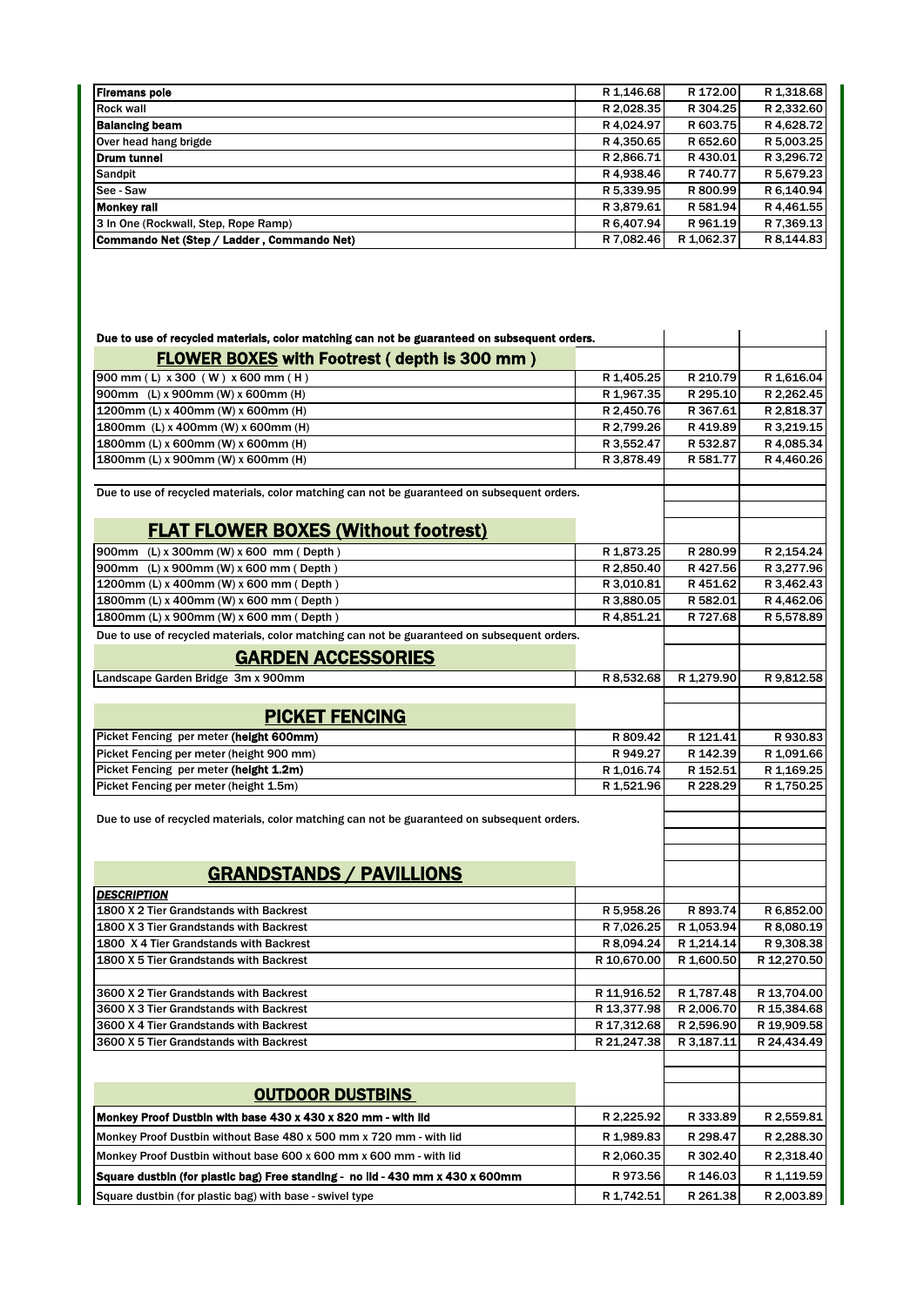| | | | |
|---|---|---|---|
| **Firemans pole** | R 1,146.68 | R 172.00 | R 1,318.68 |
| Rock wall | R 2,028.35 | R 304.25 | R 2,332.60 |
| **Balancing beam** | R 4,024.97 | R 603.75 | R 4,628.72 |
| Over head hang brigde | R 4,350.65 | R 652.60 | R 5,003.25 |
| **Drum tunnel** | R 2,866.71 | R 430.01 | R 3,296.72 |
| Sandpit | R 4,938.46 | R 740.77 | R 5,679.23 |
| See - Saw | R 5,339.95 | R 800.99 | R 6,140.94 |
| **Monkey rail** | R 3,879.61 | R 581.94 | R 4,461.55 |
| 3 In One (Rockwall, Step, Rope Ramp) | R 6,407.94 | R 961.19 | R 7,369.13 |
| **Commando Net (Step / Ladder , Commando Net)** | R 7,082.46 | R 1,062.37 | R 8,144.83 |

**Due to use of recycled materials, color matching can not be guaranteed on subsequent orders.**

| **FLOWER BOXES with Footrest ( depth is 300 mm )** | | | |
|---|---|---|---|
| 900 mm ( L ) x 300 ( W ) x 600 mm ( H ) | R 1,405.25 | R 210.79 | R 1,616.04 |
| 900mm (L) x 900mm (W) x 600mm (H) | R 1,967.35 | R 295.10 | R 2,262.45 |
| 1200mm (L) x 400mm (W) x 600mm (H) | R 2,450.76 | R 367.61 | R 2,818.37 |
| 1800mm (L) x 400mm (W) x 600mm (H) | R 2,799.26 | R 419.89 | R 3,219.15 |
| 1800mm (L) x 600mm (W) x 600mm (H) | R 3,552.47 | R 532.87 | R 4,085.34 |
| 1800mm (L) x 900mm (W) x 600mm (H) | R 3,878.49 | R 581.77 | R 4,460.26 |

Due to use of recycled materials, color matching can not be guaranteed on subsequent orders.

| **FLAT FLOWER BOXES (Without footrest)** | | | |
|---|---|---|---|
| 900mm (L) x 300mm (W) x 600 mm ( Depth ) | R 1,873.25 | R 280.99 | R 2,154.24 |
| 900mm (L) x 900mm (W) x 600 mm ( Depth ) | R 2,850.40 | R 427.56 | R 3,277.96 |
| 1200mm (L) x 400mm (W) x 600 mm ( Depth ) | R 3,010.81 | R 451.62 | R 3,462.43 |
| 1800mm (L) x 400mm (W) x 600 mm ( Depth ) | R 3,880.05 | R 582.01 | R 4,462.06 |
| 1800mm (L) x 900mm (W) x 600 mm ( Depth ) | R 4,851.21 | R 727.68 | R 5,578.89 |

Due to use of recycled materials, color matching can not be guaranteed on subsequent orders.

| **GARDEN ACCESSORIES** | | | |
|---|---|---|---|
| Landscape Garden Bridge 3m x 900mm | R 8,532.68 | R 1,279.90 | R 9,812.58 |

| **PICKET FENCING** | | | |
|---|---|---|---|
| Picket Fencing per meter **(height 600mm)** | R 809.42 | R 121.41 | R 930.83 |
| Picket Fencing per meter (height 900 mm) | R 949.27 | R 142.39 | R 1,091.66 |
| Picket Fencing per meter **(height 1.2m)** | R 1,016.74 | R 152.51 | R 1,169.25 |
| Picket Fencing per meter (height 1.5m) | R 1,521.96 | R 228.29 | R 1,750.25 |

Due to use of recycled materials, color matching can not be guaranteed on subsequent orders.

| **GRANDSTANDS / PAVILLIONS** | | | |
|---|---|---|---|
| ***DESCRIPTION*** | | | |
| 1800 X 2 Tier Grandstands with Backrest | R 5,958.26 | R 893.74 | R 6,852.00 |
| 1800 X 3 Tier Grandstands with Backrest | R 7,026.25 | R 1,053.94 | R 8,080.19 |
| 1800 X 4 Tier Grandstands with Backrest | R 8,094.24 | R 1,214.14 | R 9,308.38 |
| 1800 X 5 Tier Grandstands with Backrest | R 10,670.00 | R 1,600.50 | R 12,270.50 |
| | | | |
| 3600 X 2 Tier Grandstands with Backrest | R 11,916.52 | R 1,787.48 | R 13,704.00 |
| 3600 X 3 Tier Grandstands with Backrest | R 13,377.98 | R 2,006.70 | R 15,384.68 |
| 3600 X 4 Tier Grandstands with Backrest | R 17,312.68 | R 2,596.90 | R 19,909.58 |
| 3600 X 5 Tier Grandstands with Backrest | R 21,247.38 | R 3,187.11 | R 24,434.49 |

| **OUTDOOR DUSTBINS** | | | |
|---|---|---|---|
| **Monkey Proof Dustbin with base 430 x 430 x 820 mm - with lid** | R 2,225.92 | R 333.89 | R 2,559.81 |
| Monkey Proof Dustbin without Base 480 x 500 mm x 720 mm - with lid | R 1,989.83 | R 298.47 | R 2,288.30 |
| Monkey Proof Dustbin without base 600 x 600 mm x 600 mm - with lid | R 2,060.35 | R 302.40 | R 2,318.40 |
| **Square dustbin (for plastic bag) Free standing - no lid - 430 mm x 430 x 600mm** | R 973.56 | R 146.03 | R 1,119.59 |
| Square dustbin (for plastic bag) with base - swivel type | R 1,742.51 | R 261.38 | R 2,003.89 |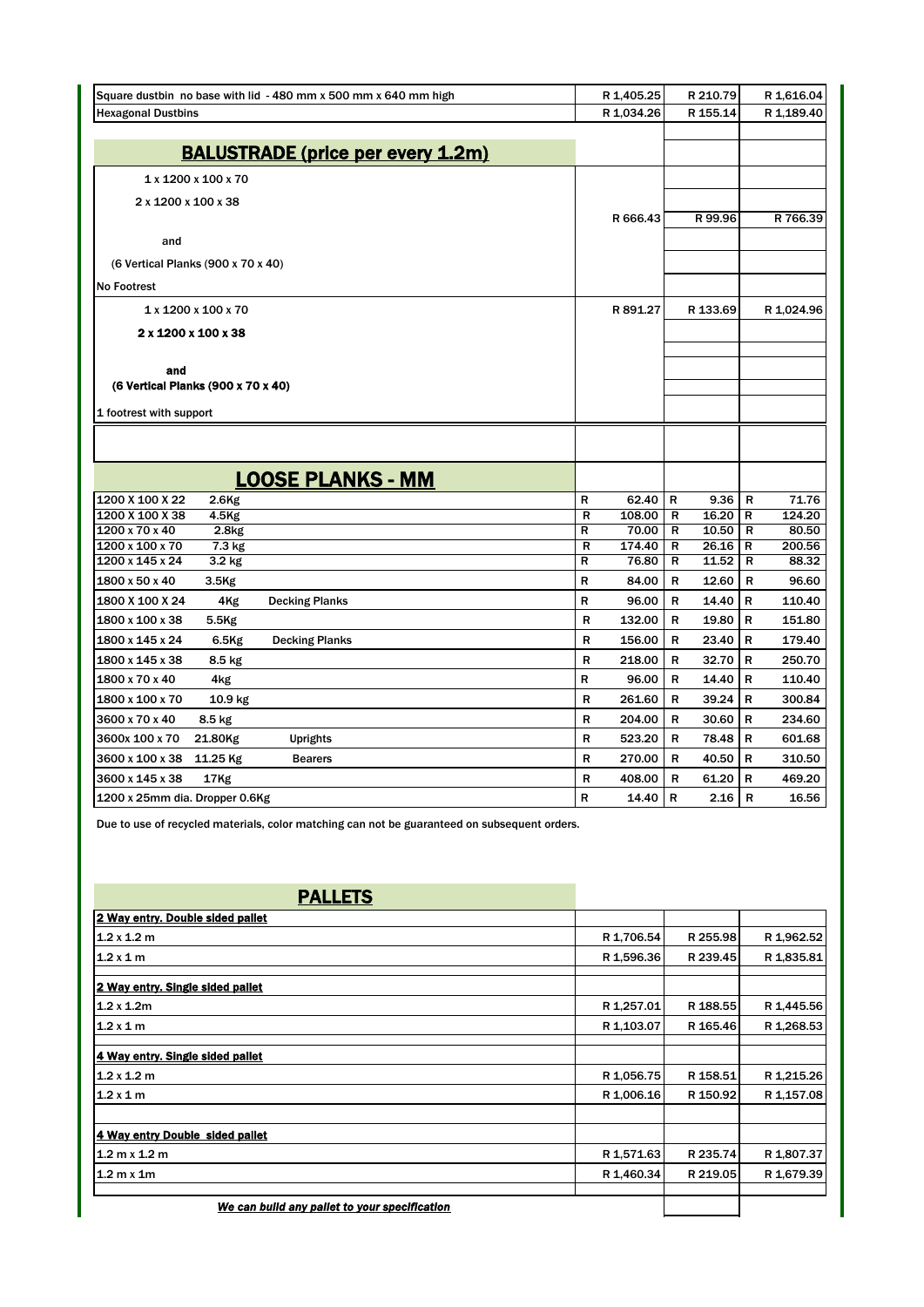| Item | Price | VAT | Total |
|---|---|---|---|
| Square dustbin no base with lid - 480 mm x 500 mm x 640 mm high | R 1,405.25 | R 210.79 | R 1,616.04 |
| Hexagonal Dustbins | R 1,034.26 | R 155.14 | R 1,189.40 |

## BALUSTRADE (price per every 1.2m)

| Item | Price | VAT | Total |
|---|---|---|---|
| 1 x 1200 x 100 x 70<br>2 x 1200 x 100 x 38<br>and<br>(6 Vertical Planks (900 x 70 x 40)<br>No Footrest | R 666.43 | R 99.96 | R 766.39 |
| 1 x 1200 x 100 x 70<br>**2 x 1200 x 100 x 38**<br>**and**<br>**(6 Vertical Planks (900 x 70 x 40)**<br>1 footrest with support | R 891.27 | R 133.69 | R 1,024.96 |

## LOOSE PLANKS - MM

| Size | Weight | Description | Price | VAT | Total |
|---|---|---|---|---|---|
| 1200 X 100 X 22 | 2.6Kg | | R 62.40 | R 9.36 | R 71.76 |
| 1200 X 100 X 38 | 4.5Kg | | R 108.00 | R 16.20 | R 124.20 |
| 1200 x 70 x 40 | 2.8kg | | R 70.00 | R 10.50 | R 80.50 |
| 1200 x 100 x 70 | 7.3 kg | | R 174.40 | R 26.16 | R 200.56 |
| 1200 x 145 x 24 | 3.2 kg | | R 76.80 | R 11.52 | R 88.32 |
| 1800 x 50 x 40 | 3.5Kg | | R 84.00 | R 12.60 | R 96.60 |
| 1800 X 100 X 24 | 4Kg | Decking Planks | R 96.00 | R 14.40 | R 110.40 |
| 1800 x 100 x 38 | 5.5Kg | | R 132.00 | R 19.80 | R 151.80 |
| 1800 x 145 x 24 | 6.5Kg | Decking Planks | R 156.00 | R 23.40 | R 179.40 |
| 1800 x 145 x 38 | 8.5 kg | | R 218.00 | R 32.70 | R 250.70 |
| 1800 x 70 x 40 | 4kg | | R 96.00 | R 14.40 | R 110.40 |
| 1800 x 100 x 70 | 10.9 kg | | R 261.60 | R 39.24 | R 300.84 |
| 3600 x 70 x 40 | 8.5 kg | | R 204.00 | R 30.60 | R 234.60 |
| 3600x 100 x 70 | 21.80Kg | Uprights | R 523.20 | R 78.48 | R 601.68 |
| 3600 x 100 x 38 | 11.25 Kg | Bearers | R 270.00 | R 40.50 | R 310.50 |
| 3600 x 145 x 38 | 17Kg | | R 408.00 | R 61.20 | R 469.20 |
| 1200 x 25mm dia. Dropper | 0.6Kg | | R 14.40 | R 2.16 | R 16.56 |

Due to use of recycled materials, color matching can not be guaranteed on subsequent orders.

## PALLETS

| Item | Price | VAT | Total |
|---|---|---|---|
| **2 Way entry. Double sided pallet** | | | |
| 1.2 x 1.2 m | R 1,706.54 | R 255.98 | R 1,962.52 |
| 1.2 x 1 m | R 1,596.36 | R 239.45 | R 1,835.81 |
| **2 Way entry. Single sided pallet** | | | |
| 1.2 x 1.2m | R 1,257.01 | R 188.55 | R 1,445.56 |
| 1.2 x 1 m | R 1,103.07 | R 165.46 | R 1,268.53 |
| **4 Way entry. Single sided pallet** | | | |
| 1.2 x 1.2 m | R 1,056.75 | R 158.51 | R 1,215.26 |
| 1.2 x 1 m | R 1,006.16 | R 150.92 | R 1,157.08 |
| **4 Way entry Double sided pallet** | | | |
| 1.2 m x 1.2 m | R 1,571.63 | R 235.74 | R 1,807.37 |
| 1.2 m x 1m | R 1,460.34 | R 219.05 | R 1,679.39 |

***We can build any pallet to your specification***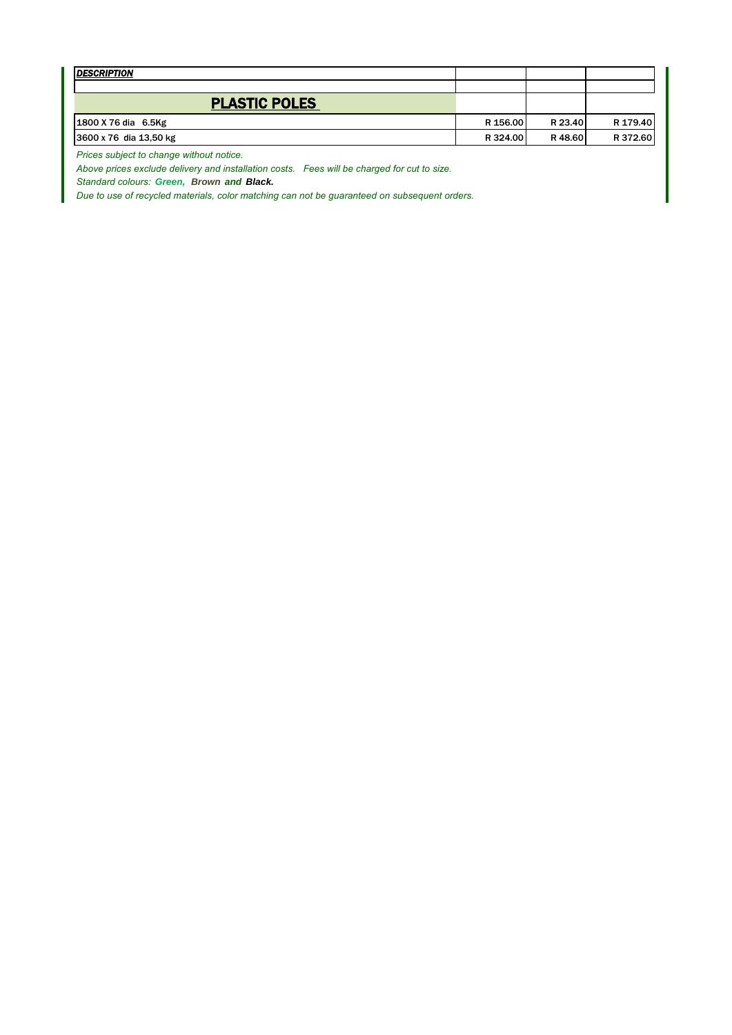| DESCRIPTION | | | |
| --- | --- | --- | --- |
| | | | |
| **PLASTIC POLES** | | | |
| 1800 X 76 dia 6.5Kg | R 156.00 | R 23.40 | R 179.40 |
| 3600 x 76 dia 13,50 kg | R 324.00 | R 48.60 | R 372.60 |

*Prices subject to change without notice.*

*Above prices exclude delivery and installation costs. Fees will be charged for cut to size.*

*Standard colours: **Green**, **Brown** **and** **Black.***

*Due to use of recycled materials, color matching can not be guaranteed on subsequent orders.*